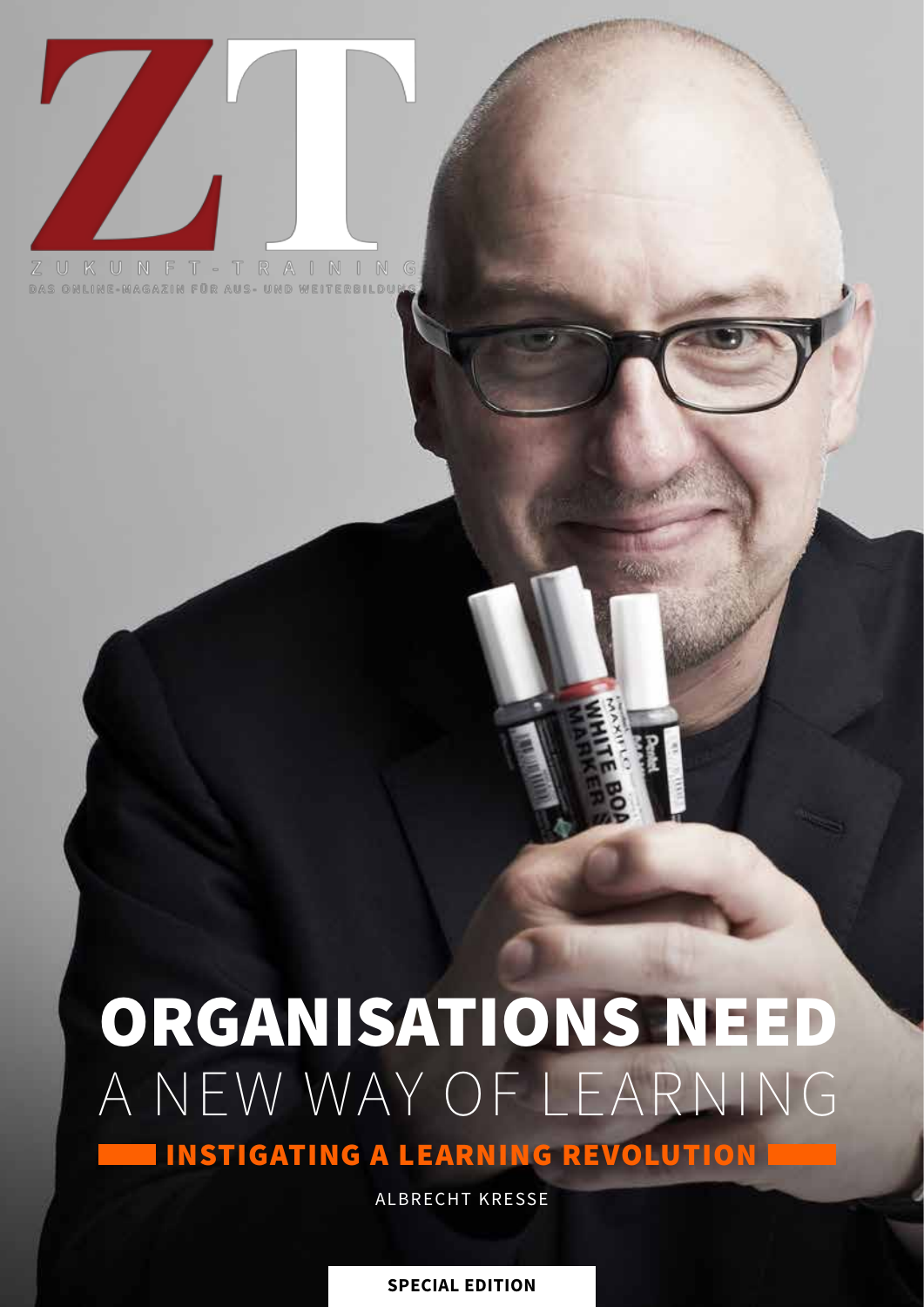# ZT

ZUKUNFT-TRAINING

DAS ONLINE-MAGAZIN FÜR AUS- UND WEITERBILDUNG

# ORGANISATIONS NEED A NEW WAY OF LEARNING

## INSTIGATING A LEARNING REVOLUTION

ALBRECHT KRESSE

**SPECIAL EDITION**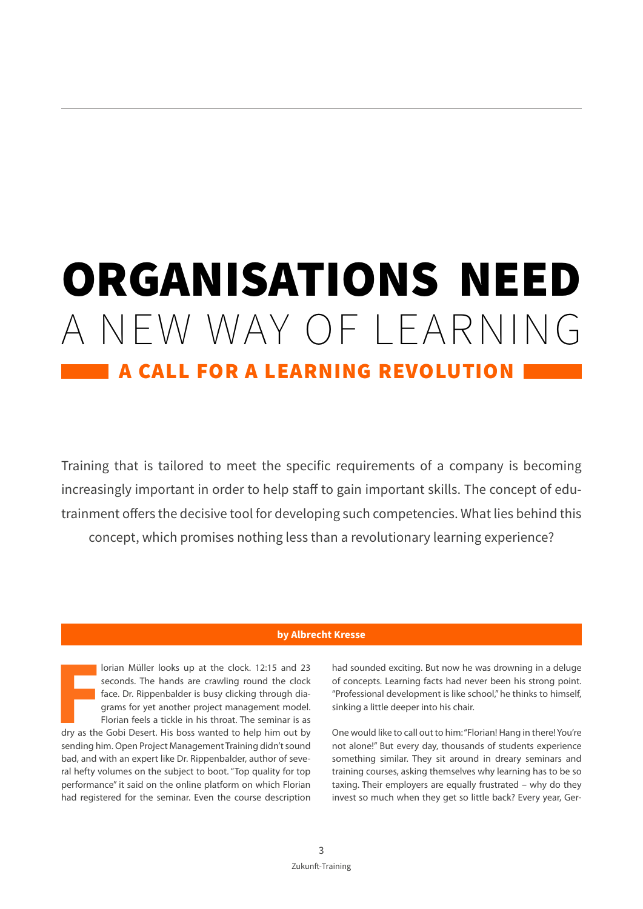# ORGANISATIONS NEED A NEW WAY OF LEARNING

## A CALL FOR A LEARNING REVOLUTION

Training that is tailored to meet the specific requirements of a company is becoming increasingly important in order to help staff to gain important skills. The concept of edutrainment offers the decisive tool for developing such competencies. What lies behind this concept, which promises nothing less than a revolutionary learning experience?

**by Albrecht Kresse**

Florian Müller looks up at the clock. 12:15 and 23 seconds. The hands are crawling round the clock face. Dr. Rippenbalder is busy clicking through diagrams for yet another project management model. Florian feels a tickle in his throat. The seminar is as dry as the Gobi Desert. His boss wanted to help him out by sending him. Open Project Management Training didn't sound bad, and with an expert like Dr. Rippenbalder, author of several hefty volumes on the subject to boot. "Top quality for top performance" it said on the online platform on which Florian had registered for the seminar. Even the course description had sounded exciting. But now he was drowning in a deluge of concepts. Learning facts had never been his strong point. "Professional development is like school," he thinks to himself, sinking a little deeper into his chair.

One would like to call out to him: "Florian! Hang in there! You're not alone!" But every day, thousands of students experience something similar. They sit around in dreary seminars and training courses, asking themselves why learning has to be so taxing. Their employers are equally frustrated – why do they invest so much when they get so little back? Every year, Ger-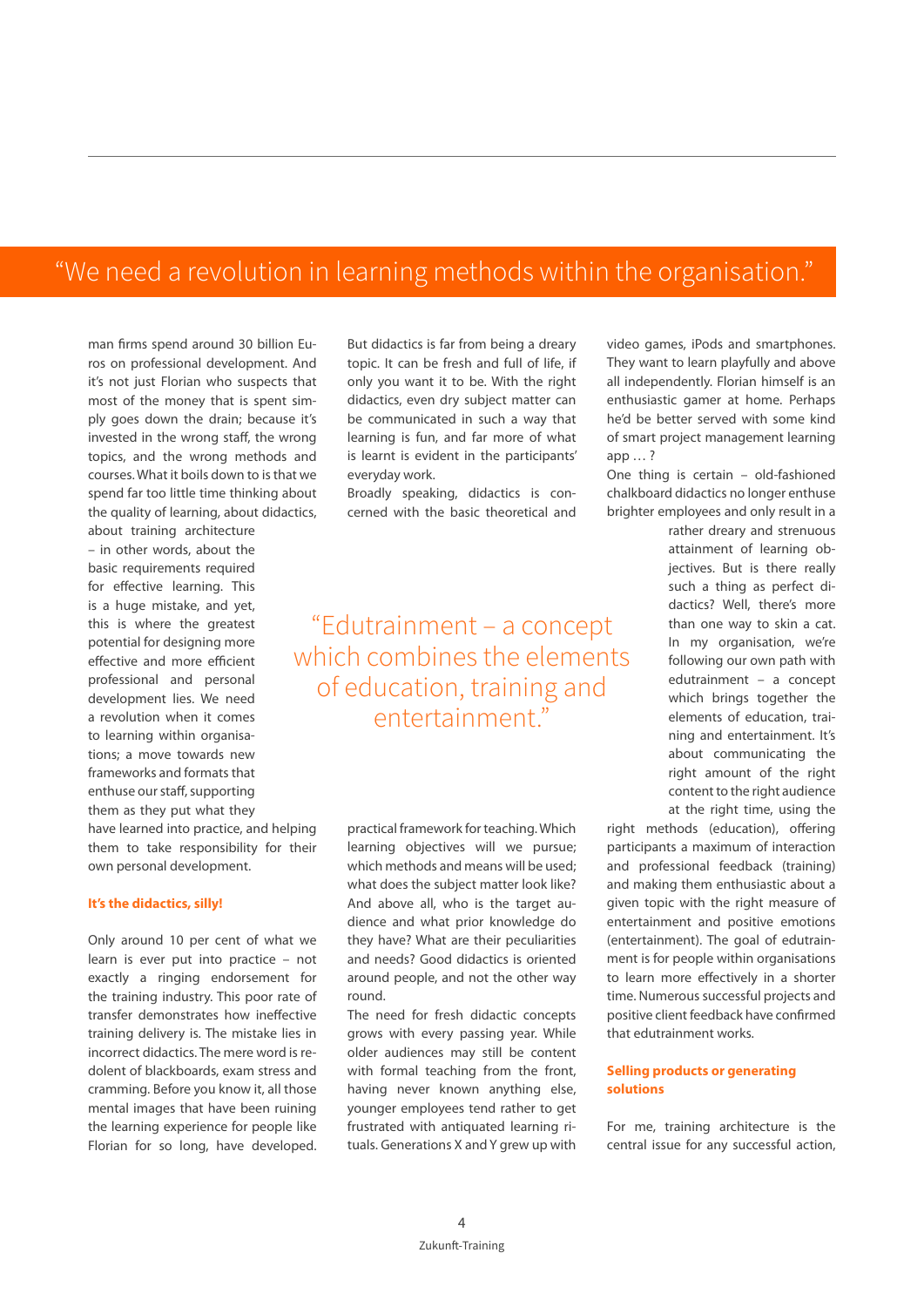## "We need a revolution in learning methods within the organisation."

man firms spend around 30 billion Euros on professional development. And it's not just Florian who suspects that most of the money that is spent simply goes down the drain; because it's invested in the wrong staff, the wrong topics, and the wrong methods and courses. What it boils down to is that we spend far too little time thinking about the quality of learning, about didactics, about training architecture – in other words, about the basic requirements required for effective learning. This is a huge mistake, and yet, this is where the greatest potential for designing more effective and more efficient professional and personal development lies. We need a revolution when it comes to learning within organisations; a move towards new frameworks and formats that enthuse our staff, supporting them as they put what they have learned into practice, and helping them to take responsibility for their own personal development.

### It's the didactics, silly!

Only around 10 per cent of what we learn is ever put into practice – not exactly a ringing endorsement for the training industry. This poor rate of transfer demonstrates how ineffective training delivery is. The mistake lies in incorrect didactics. The mere word is redolent of blackboards, exam stress and cramming. Before you know it, all those mental images that have been ruining the learning experience for people like Florian for so long, have developed. But didactics is far from being a dreary topic. It can be fresh and full of life, if only you want it to be. With the right didactics, even dry subject matter can be communicated in such a way that learning is fun, and far more of what is learnt is evident in the participants' everyday work.

Broadly speaking, didactics is concerned with the basic theoretical and practical framework for teaching. Which learning objectives will we pursue; which methods and means will be used; what does the subject matter look like? And above all, who is the target audience and what prior knowledge do they have? What are their peculiarities and needs? Good didactics is oriented around people, and not the other way round.

> "Edutrainment – a concept which combines the elements of education, training and entertainment."

The need for fresh didactic concepts grows with every passing year. While older audiences may still be content with formal teaching from the front, having never known anything else, younger employees tend rather to get frustrated with antiquated learning rituals. Generations X and Y grew up with video games, iPods and smartphones. They want to learn playfully and above all independently. Florian himself is an enthusiastic gamer at home. Perhaps he'd be better served with some kind of smart project management learning app … ?

One thing is certain – old-fashioned chalkboard didactics no longer enthuse brighter employees and only result in a rather dreary and strenuous attainment of learning objectives. But is there really such a thing as perfect didactics? Well, there's more than one way to skin a cat. In my organisation, we're following our own path with edutrainment – a concept which brings together the elements of education, training and entertainment. It's about communicating the right amount of the right content to the right audience at the right time, using the right methods (education), offering participants a maximum of interaction and professional feedback (training) and making them enthusiastic about a given topic with the right measure of entertainment and positive emotions (entertainment). The goal of edutrainment is for people within organisations to learn more effectively in a shorter time. Numerous successful projects and positive client feedback have confirmed that edutrainment works.

### Selling products or generating solutions

For me, training architecture is the central issue for any successful action,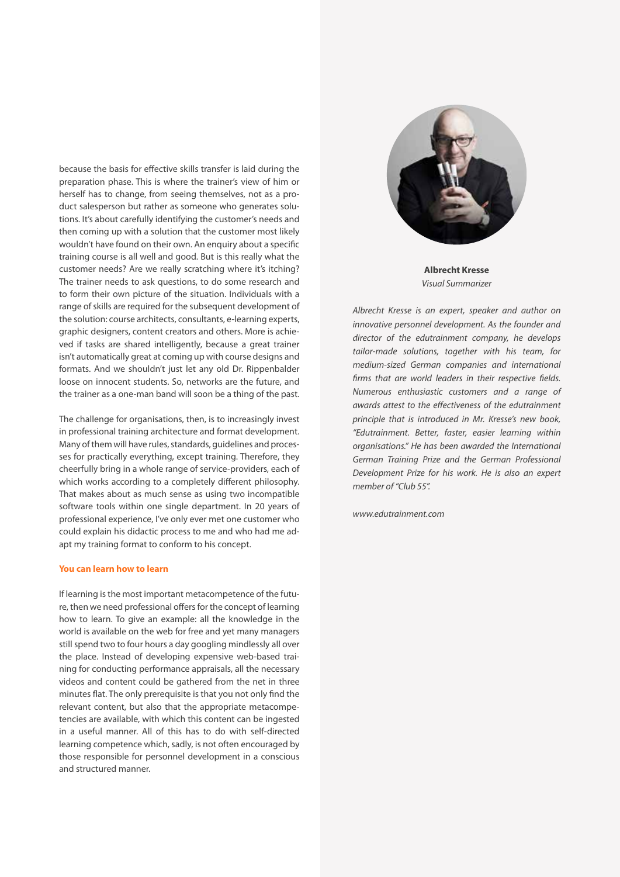because the basis for effective skills transfer is laid during the preparation phase. This is where the trainer's view of him or herself has to change, from seeing themselves, not as a product salesperson but rather as someone who generates solutions. It's about carefully identifying the customer's needs and then coming up with a solution that the customer most likely wouldn't have found on their own. An enquiry about a specific training course is all well and good. But is this really what the customer needs? Are we really scratching where it's itching? The trainer needs to ask questions, to do some research and to form their own picture of the situation. Individuals with a range of skills are required for the subsequent development of the solution: course architects, consultants, e-learning experts, graphic designers, content creators and others. More is achieved if tasks are shared intelligently, because a great trainer isn't automatically great at coming up with course designs and formats. And we shouldn't just let any old Dr. Rippenbalder loose on innocent students. So, networks are the future, and the trainer as a one-man band will soon be a thing of the past.

The challenge for organisations, then, is to increasingly invest in professional training architecture and format development. Many of them will have rules, standards, guidelines and processes for practically everything, except training. Therefore, they cheerfully bring in a whole range of service-providers, each of which works according to a completely different philosophy. That makes about as much sense as using two incompatible software tools within one single department. In 20 years of professional experience, I've only ever met one customer who could explain his didactic process to me and who had me adapt my training format to conform to his concept.

**You can learn how to learn**

If learning is the most important metacompetence of the future, then we need professional offers for the concept of learning how to learn. To give an example: all the knowledge in the world is available on the web for free and yet many managers still spend two to four hours a day googling mindlessly all over the place. Instead of developing expensive web-based training for conducting performance appraisals, all the necessary videos and content could be gathered from the net in three minutes flat. The only prerequisite is that you not only find the relevant content, but also that the appropriate metacompetencies are available, with which this content can be ingested in a useful manner. All of this has to do with self-directed learning competence which, sadly, is not often encouraged by those responsible for personnel development in a conscious and structured manner.

**Albrecht Kresse**
*Visual Summarizer*

*Albrecht Kresse is an expert, speaker and author on innovative personnel development. As the founder and director of the edutrainment company, he develops tailor-made solutions, together with his team, for medium-sized German companies and international firms that are world leaders in their respective fields. Numerous enthusiastic customers and a range of awards attest to the effectiveness of the edutrainment principle that is introduced in Mr. Kresse's new book, "Edutrainment. Better, faster, easier learning within organisations." He has been awarded the International German Training Prize and the German Professional Development Prize for his work. He is also an expert member of "Club 55".*

*www.edutrainment.com*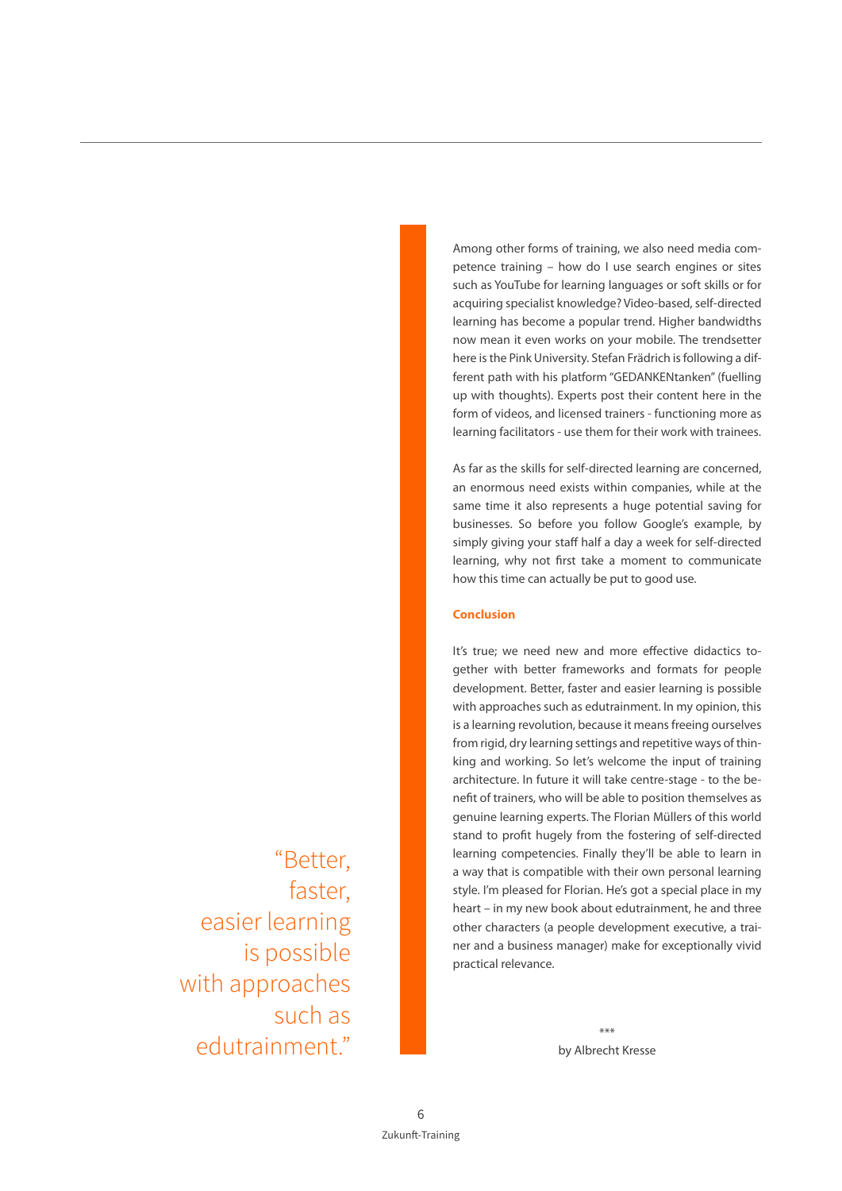Among other forms of training, we also need media competence training – how do I use search engines or sites such as YouTube for learning languages or soft skills or for acquiring specialist knowledge? Video-based, self-directed learning has become a popular trend. Higher bandwidths now mean it even works on your mobile. The trendsetter here is the Pink University. Stefan Frädrich is following a different path with his platform "GEDANKENtanken" (fuelling up with thoughts). Experts post their content here in the form of videos, and licensed trainers - functioning more as learning facilitators - use them for their work with trainees.

As far as the skills for self-directed learning are concerned, an enormous need exists within companies, while at the same time it also represents a huge potential saving for businesses. So before you follow Google's example, by simply giving your staff half a day a week for self-directed learning, why not first take a moment to communicate how this time can actually be put to good use.

### Conclusion

It's true; we need new and more effective didactics together with better frameworks and formats for people development. Better, faster and easier learning is possible with approaches such as edutrainment. In my opinion, this is a learning revolution, because it means freeing ourselves from rigid, dry learning settings and repetitive ways of thinking and working. So let's welcome the input of training architecture. In future it will take centre-stage - to the benefit of trainers, who will be able to position themselves as genuine learning experts. The Florian Müllers of this world stand to profit hugely from the fostering of self-directed learning competencies. Finally they'll be able to learn in a way that is compatible with their own personal learning style. I'm pleased for Florian. He's got a special place in my heart – in my new book about edutrainment, he and three other characters (a people development executive, a trainer and a business manager) make for exceptionally vivid practical relevance.

> "Better, faster, easier learning is possible with approaches such as edutrainment."

***

by Albrecht Kresse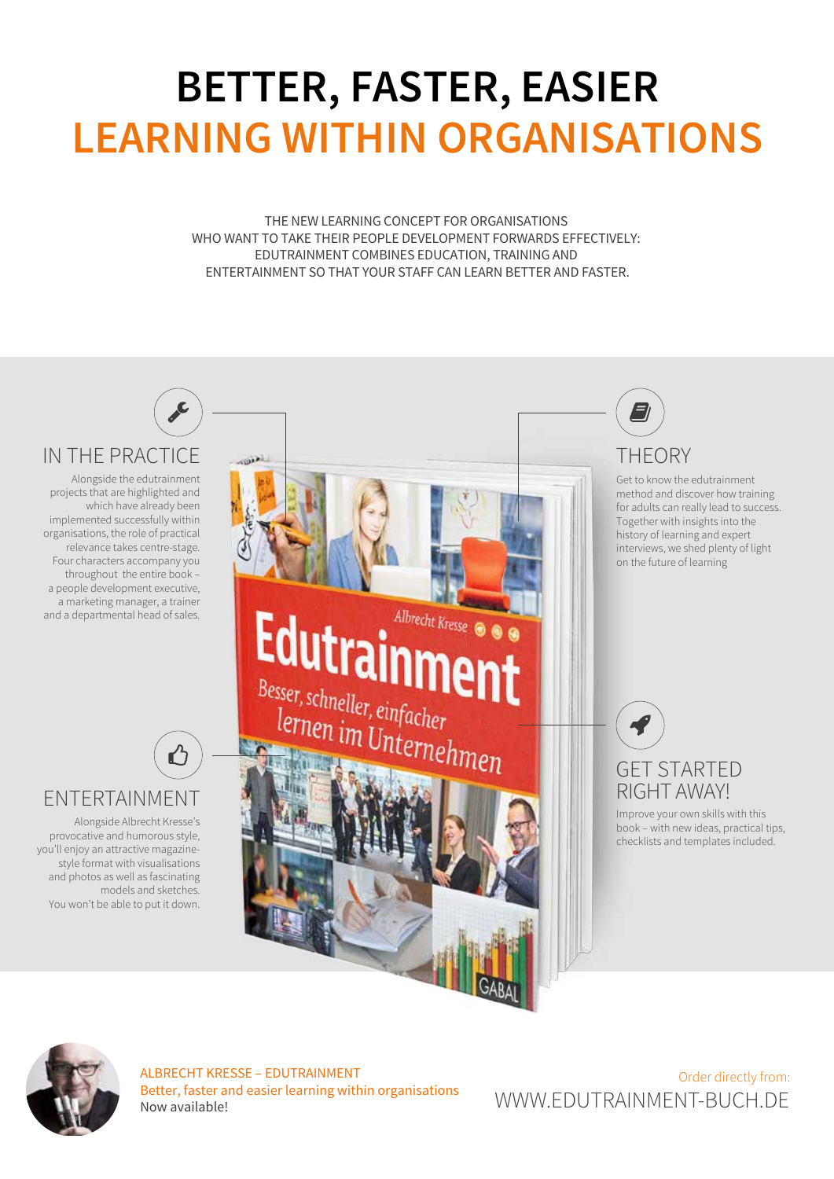# BETTER, FASTER, EASIER
# LEARNING WITHIN ORGANISATIONS

THE NEW LEARNING CONCEPT FOR ORGANISATIONS
WHO WANT TO TAKE THEIR PEOPLE DEVELOPMENT FORWARDS EFFECTIVELY:
EDUTRAINMENT COMBINES EDUCATION, TRAINING AND
ENTERTAINMENT SO THAT YOUR STAFF CAN LEARN BETTER AND FASTER.

## IN THE PRACTICE

Alongside the edutrainment projects that are highlighted and which have already been implemented successfully within organisations, the role of practical relevance takes centre-stage. Four characters accompany you throughout the entire book – a people development executive, a marketing manager, a trainer and a departmental head of sales.

## ENTERTAINMENT

Alongside Albrecht Kresse's provocative and humorous style, you'll enjoy an attractive magazine-style format with visualisations and photos as well as fascinating models and sketches. You won't be able to put it down.

## THEORY

Get to know the edutrainment method and discover how training for adults can really lead to success. Together with insights into the history of learning and expert interviews, we shed plenty of light on the future of learning

## GET STARTED RIGHT AWAY!

Improve your own skills with this book – with new ideas, practical tips, checklists and templates included.

Albrecht Kresse
**Edutrainment**
Besser, schneller, einfacher lernen im Unternehmen
GABAL

ALBRECHT KRESSE – EDUTRAINMENT
Better, faster and easier learning within organisations
Now available!

Order directly from:
WWW.EDUTRAINMENT-BUCH.DE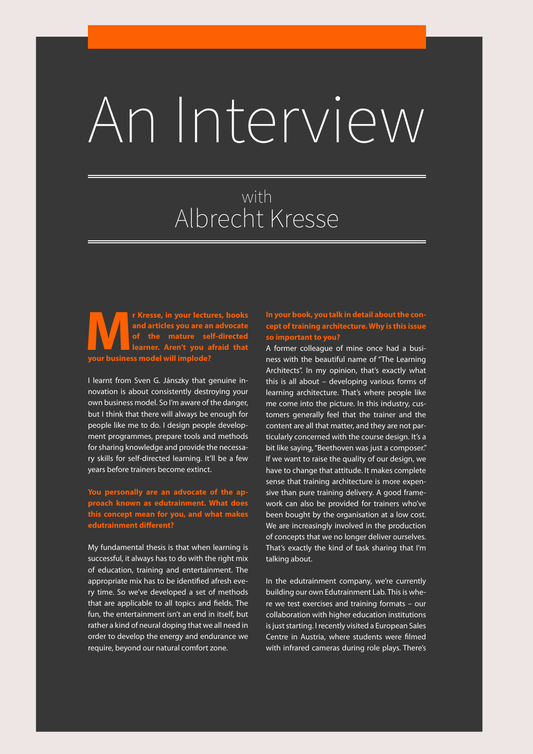# An Interview

## with Albrecht Kresse

**Mr Kresse, in your lectures, books and articles you are an advocate of the mature self-directed learner. Aren't you afraid that your business model will implode?**

I learnt from Sven G. Jánszky that genuine innovation is about consistently destroying your own business model. So I'm aware of the danger, but I think that there will always be enough for people like me to do. I design people development programmes, prepare tools and methods for sharing knowledge and provide the necessary skills for self-directed learning. It'll be a few years before trainers become extinct.

**You personally are an advocate of the approach known as edutrainment. What does this concept mean for you, and what makes edutrainment different?**

My fundamental thesis is that when learning is successful, it always has to do with the right mix of education, training and entertainment. The appropriate mix has to be identified afresh every time. So we've developed a set of methods that are applicable to all topics and fields. The fun, the entertainment isn't an end in itself, but rather a kind of neural doping that we all need in order to develop the energy and endurance we require, beyond our natural comfort zone.

**In your book, you talk in detail about the concept of training architecture. Why is this issue so important to you?**

A former colleague of mine once had a business with the beautiful name of "The Learning Architects". In my opinion, that's exactly what this is all about – developing various forms of learning architecture. That's where people like me come into the picture. In this industry, customers generally feel that the trainer and the content are all that matter, and they are not particularly concerned with the course design. It's a bit like saying, "Beethoven was just a composer." If we want to raise the quality of our design, we have to change that attitude. It makes complete sense that training architecture is more expensive than pure training delivery. A good framework can also be provided for trainers who've been bought by the organisation at a low cost. We are increasingly involved in the production of concepts that we no longer deliver ourselves. That's exactly the kind of task sharing that I'm talking about.

In the edutrainment company, we're currently building our own Edutrainment Lab. This is where we test exercises and training formats – our collaboration with higher education institutions is just starting. I recently visited a European Sales Centre in Austria, where students were filmed with infrared cameras during role plays. There's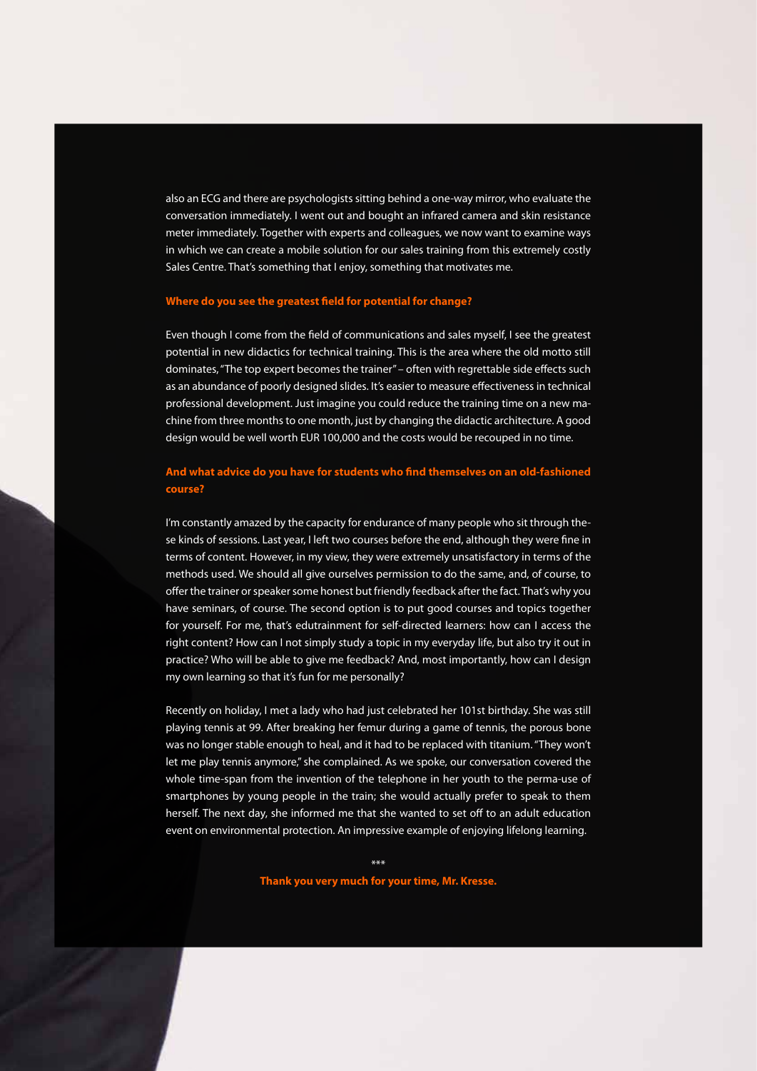also an ECG and there are psychologists sitting behind a one-way mirror, who evaluate the conversation immediately. I went out and bought an infrared camera and skin resistance meter immediately. Together with experts and colleagues, we now want to examine ways in which we can create a mobile solution for our sales training from this extremely costly Sales Centre. That's something that I enjoy, something that motivates me.

**Where do you see the greatest field for potential for change?**

Even though I come from the field of communications and sales myself, I see the greatest potential in new didactics for technical training. This is the area where the old motto still dominates, "The top expert becomes the trainer" – often with regrettable side effects such as an abundance of poorly designed slides. It's easier to measure effectiveness in technical professional development. Just imagine you could reduce the training time on a new machine from three months to one month, just by changing the didactic architecture. A good design would be well worth EUR 100,000 and the costs would be recouped in no time.

**And what advice do you have for students who find themselves on an old-fashioned course?**

I'm constantly amazed by the capacity for endurance of many people who sit through these kinds of sessions. Last year, I left two courses before the end, although they were fine in terms of content. However, in my view, they were extremely unsatisfactory in terms of the methods used. We should all give ourselves permission to do the same, and, of course, to offer the trainer or speaker some honest but friendly feedback after the fact. That's why you have seminars, of course. The second option is to put good courses and topics together for yourself. For me, that's edutrainment for self-directed learners: how can I access the right content? How can I not simply study a topic in my everyday life, but also try it out in practice? Who will be able to give me feedback? And, most importantly, how can I design my own learning so that it's fun for me personally?

Recently on holiday, I met a lady who had just celebrated her 101st birthday. She was still playing tennis at 99. After breaking her femur during a game of tennis, the porous bone was no longer stable enough to heal, and it had to be replaced with titanium. "They won't let me play tennis anymore," she complained. As we spoke, our conversation covered the whole time-span from the invention of the telephone in her youth to the perma-use of smartphones by young people in the train; she would actually prefer to speak to them herself. The next day, she informed me that she wanted to set off to an adult education event on environmental protection. An impressive example of enjoying lifelong learning.

***

**Thank you very much for your time, Mr. Kresse.**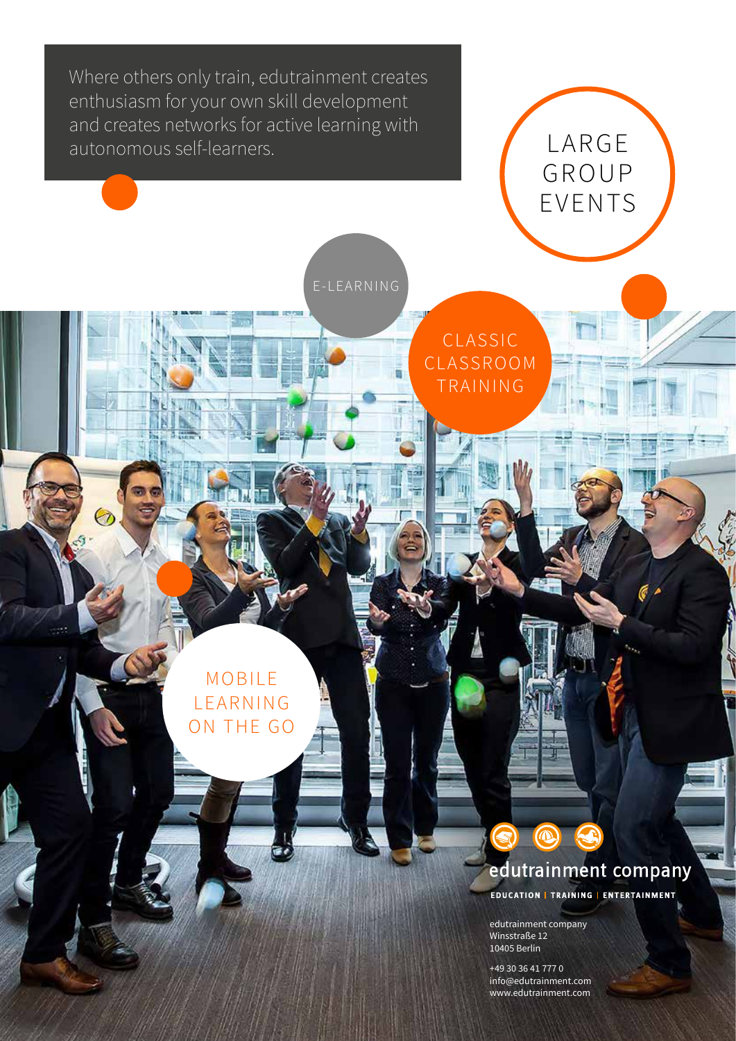Where others only train, edutrainment creates enthusiasm for your own skill development and creates networks for active learning with autonomous self-learners.

LARGE GROUP EVENTS

E-LEARNING

CLASSIC CLASSROOM TRAINING

MOBILE LEARNING ON THE GO

edutrainment company

EDUCATION | TRAINING | ENTERTAINMENT

edutrainment company
Winsstraße 12
10405 Berlin

+49 30 36 41 777 0
info@edutrainment.com
www.edutrainment.com